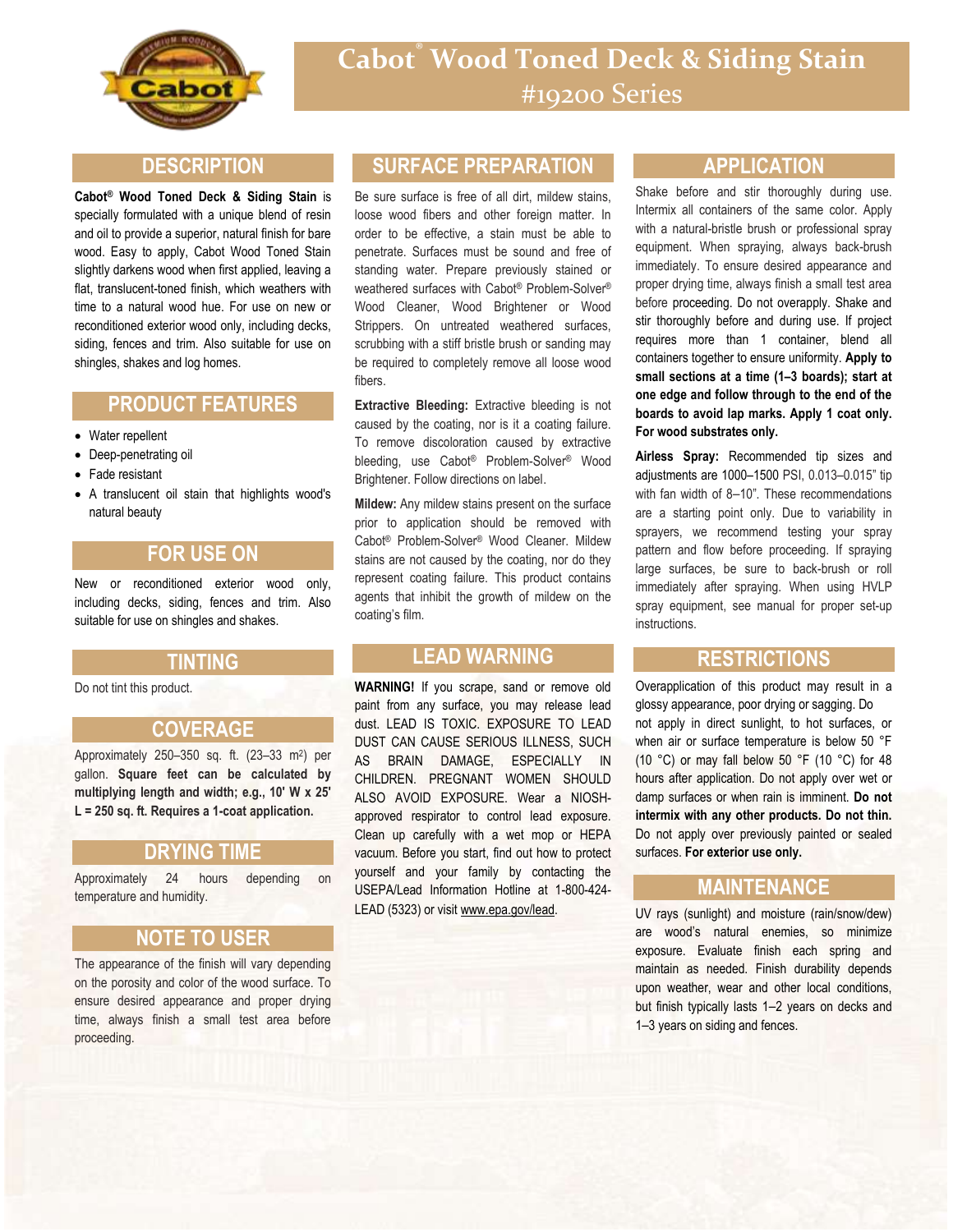# Cabot® Wood Toned Deck & Siding Stain
## #19200 Series

## DESCRIPTION

**Cabot® Wood Toned Deck & Siding Stain** is specially formulated with a unique blend of resin and oil to provide a superior, natural finish for bare wood. Easy to apply, Cabot Wood Toned Stain slightly darkens wood when first applied, leaving a flat, translucent-toned finish, which weathers with time to a natural wood hue. For use on new or reconditioned exterior wood only, including decks, siding, fences and trim. Also suitable for use on shingles, shakes and log homes.

## PRODUCT FEATURES

- Water repellent
- Deep-penetrating oil
- Fade resistant
- A translucent oil stain that highlights wood's natural beauty

## FOR USE ON

New or reconditioned exterior wood only, including decks, siding, fences and trim. Also suitable for use on shingles and shakes.

## TINTING

Do not tint this product.

## COVERAGE

Approximately 250–350 sq. ft. (23–33 m$^2$) per gallon. **Square feet can be calculated by multiplying length and width; e.g., 10' W x 25' L = 250 sq. ft. Requires a 1-coat application.**

## DRYING TIME

Approximately 24 hours depending on temperature and humidity.

## NOTE TO USER

The appearance of the finish will vary depending on the porosity and color of the wood surface. To ensure desired appearance and proper drying time, always finish a small test area before proceeding.

## SURFACE PREPARATION

Be sure surface is free of all dirt, mildew stains, loose wood fibers and other foreign matter. In order to be effective, a stain must be able to penetrate. Surfaces must be sound and free of standing water. Prepare previously stained or weathered surfaces with Cabot® Problem-Solver® Wood Cleaner, Wood Brightener or Wood Strippers. On untreated weathered surfaces, scrubbing with a stiff bristle brush or sanding may be required to completely remove all loose wood fibers.

**Extractive Bleeding:** Extractive bleeding is not caused by the coating, nor is it a coating failure. To remove discoloration caused by extractive bleeding, use Cabot® Problem-Solver® Wood Brightener. Follow directions on label.

**Mildew:** Any mildew stains present on the surface prior to application should be removed with Cabot® Problem-Solver® Wood Cleaner. Mildew stains are not caused by the coating, nor do they represent coating failure. This product contains agents that inhibit the growth of mildew on the coating's film.

## LEAD WARNING

**WARNING!** If you scrape, sand or remove old paint from any surface, you may release lead dust. LEAD IS TOXIC. EXPOSURE TO LEAD DUST CAN CAUSE SERIOUS ILLNESS, SUCH AS BRAIN DAMAGE, ESPECIALLY IN CHILDREN. PREGNANT WOMEN SHOULD ALSO AVOID EXPOSURE. Wear a NIOSH-approved respirator to control lead exposure. Clean up carefully with a wet mop or HEPA vacuum. Before you start, find out how to protect yourself and your family by contacting the USEPA/Lead Information Hotline at 1-800-424-LEAD (5323) or visit www.epa.gov/lead.

## APPLICATION

Shake before and stir thoroughly during use. Intermix all containers of the same color. Apply with a natural-bristle brush or professional spray equipment. When spraying, always back-brush immediately. To ensure desired appearance and proper drying time, always finish a small test area before proceeding. Do not overapply. Shake and stir thoroughly before and during use. If project requires more than 1 container, blend all containers together to ensure uniformity. **Apply to small sections at a time (1–3 boards); start at one edge and follow through to the end of the boards to avoid lap marks. Apply 1 coat only. For wood substrates only.**

**Airless Spray:** Recommended tip sizes and adjustments are 1000–1500 PSI, 0.013–0.015" tip with fan width of 8–10". These recommendations are a starting point only. Due to variability in sprayers, we recommend testing your spray pattern and flow before proceeding. If spraying large surfaces, be sure to back-brush or roll immediately after spraying. When using HVLP spray equipment, see manual for proper set-up instructions.

## RESTRICTIONS

Overapplication of this product may result in a glossy appearance, poor drying or sagging. Do not apply in direct sunlight, to hot surfaces, or when air or surface temperature is below 50 °F (10 °C) or may fall below 50 °F (10 °C) for 48 hours after application. Do not apply over wet or damp surfaces or when rain is imminent. **Do not intermix with any other products. Do not thin.** Do not apply over previously painted or sealed surfaces. **For exterior use only.**

## MAINTENANCE

UV rays (sunlight) and moisture (rain/snow/dew) are wood's natural enemies, so minimize exposure. Evaluate finish each spring and maintain as needed. Finish durability depends upon weather, wear and other local conditions, but finish typically lasts 1–2 years on decks and 1–3 years on siding and fences.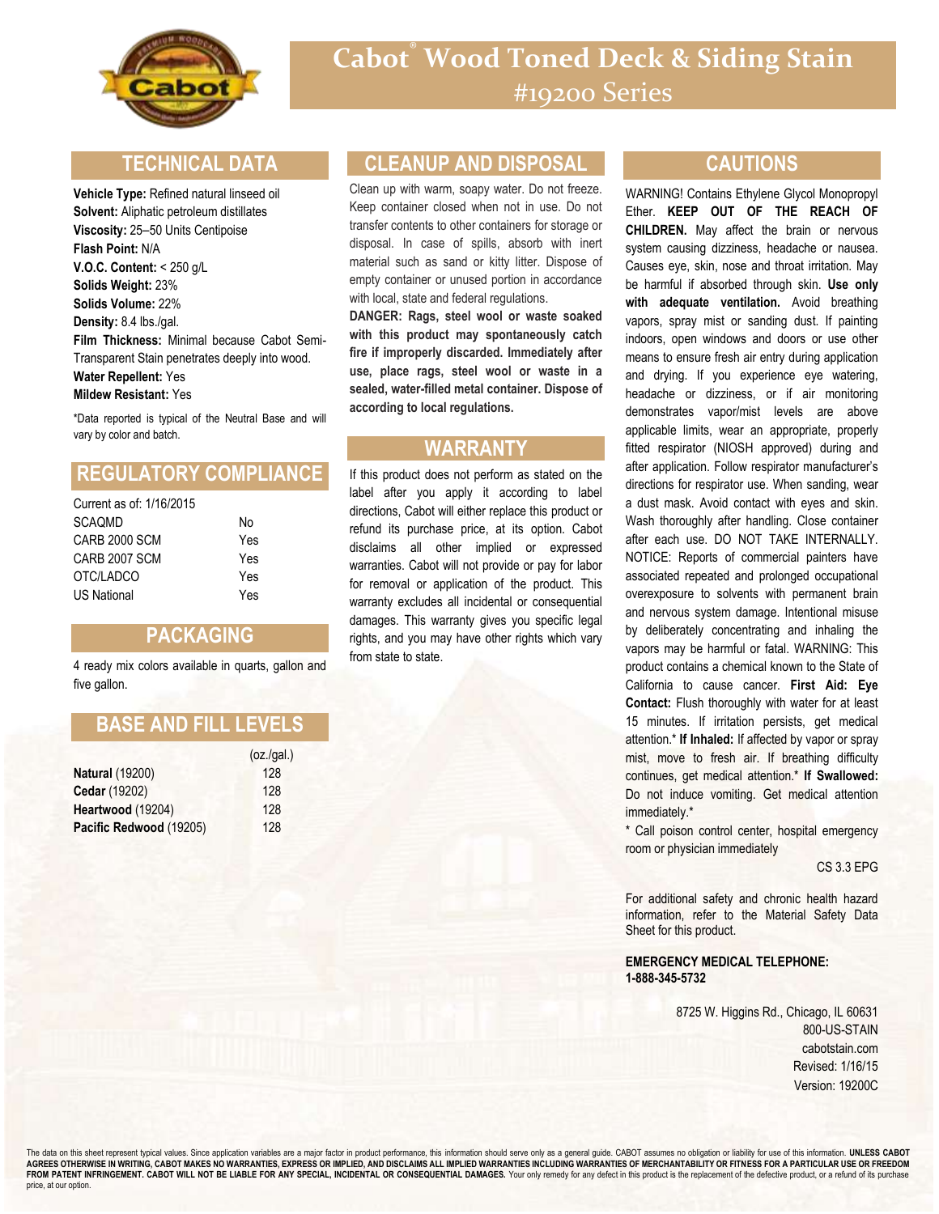# Cabot® Wood Toned Deck & Siding Stain
## #19200 Series

## TECHNICAL DATA

**Vehicle Type:** Refined natural linseed oil
**Solvent:** Aliphatic petroleum distillates
**Viscosity:** 25–50 Units Centipoise
**Flash Point:** N/A
**V.O.C. Content:** < 250 g/L
**Solids Weight:** 23%
**Solids Volume:** 22%
**Density:** 8.4 lbs./gal.
**Film Thickness:** Minimal because Cabot Semi-Transparent Stain penetrates deeply into wood.
**Water Repellent:** Yes
**Mildew Resistant:** Yes

*Data reported is typical of the Neutral Base and will vary by color and batch.

## REGULATORY COMPLIANCE

Current as of: 1/16/2015

| | |
|---|---|
| SCAQMD | No |
| CARB 2000 SCM | Yes |
| CARB 2007 SCM | Yes |
| OTC/LADCO | Yes |
| US National | Yes |

## PACKAGING

4 ready mix colors available in quarts, gallon and five gallon.

## BASE AND FILL LEVELS

| | (oz./gal.) |
|---|---|
| **Natural** (19200) | 128 |
| **Cedar** (19202) | 128 |
| **Heartwood** (19204) | 128 |
| **Pacific Redwood** (19205) | 128 |

## CLEANUP AND DISPOSAL

Clean up with warm, soapy water. Do not freeze. Keep container closed when not in use. Do not transfer contents to other containers for storage or disposal. In case of spills, absorb with inert material such as sand or kitty litter. Dispose of empty container or unused portion in accordance with local, state and federal regulations.

**DANGER: Rags, steel wool or waste soaked with this product may spontaneously catch fire if improperly discarded. Immediately after use, place rags, steel wool or waste in a sealed, water-filled metal container. Dispose of according to local regulations.**

## WARRANTY

If this product does not perform as stated on the label after you apply it according to label directions, Cabot will either replace this product or refund its purchase price, at its option. Cabot disclaims all other implied or expressed warranties. Cabot will not provide or pay for labor for removal or application of the product. This warranty excludes all incidental or consequential damages. This warranty gives you specific legal rights, and you may have other rights which vary from state to state.

## CAUTIONS

WARNING! Contains Ethylene Glycol Monopropyl Ether. **KEEP OUT OF THE REACH OF CHILDREN.** May affect the brain or nervous system causing dizziness, headache or nausea. Causes eye, skin, nose and throat irritation. May be harmful if absorbed through skin. **Use only with adequate ventilation.** Avoid breathing vapors, spray mist or sanding dust. If painting indoors, open windows and doors or use other means to ensure fresh air entry during application and drying. If you experience eye watering, headache or dizziness, or if air monitoring demonstrates vapor/mist levels are above applicable limits, wear an appropriate, properly fitted respirator (NIOSH approved) during and after application. Follow respirator manufacturer's directions for respirator use. When sanding, wear a dust mask. Avoid contact with eyes and skin. Wash thoroughly after handling. Close container after each use. DO NOT TAKE INTERNALLY. NOTICE: Reports of commercial painters have associated repeated and prolonged occupational overexposure to solvents with permanent brain and nervous system damage. Intentional misuse by deliberately concentrating and inhaling the vapors may be harmful or fatal. WARNING: This product contains a chemical known to the State of California to cause cancer. **First Aid: Eye Contact:** Flush thoroughly with water for at least 15 minutes. If irritation persists, get medical attention.* **If Inhaled:** If affected by vapor or spray mist, move to fresh air. If breathing difficulty continues, get medical attention.* **If Swallowed:** Do not induce vomiting. Get medical attention immediately.*

* Call poison control center, hospital emergency room or physician immediately

CS 3.3 EPG

For additional safety and chronic health hazard information, refer to the Material Safety Data Sheet for this product.

**EMERGENCY MEDICAL TELEPHONE: 1-888-345-5732**

8725 W. Higgins Rd., Chicago, IL 60631
800-US-STAIN
cabotstain.com
Revised: 1/16/15
Version: 19200C

The data on this sheet represent typical values. Since application variables are a major factor in product performance, this information should serve only as a general guide. CABOT assumes no obligation or liability for use of this information. **UNLESS CABOT AGREES OTHERWISE IN WRITING, CABOT MAKES NO WARRANTIES, EXPRESS OR IMPLIED, AND DISCLAIMS ALL IMPLIED WARRANTIES INCLUDING WARRANTIES OF MERCHANTABILITY OR FITNESS FOR A PARTICULAR USE OR FREEDOM FROM PATENT INFRINGEMENT. CABOT WILL NOT BE LIABLE FOR ANY SPECIAL, INCIDENTAL OR CONSEQUENTIAL DAMAGES.** Your only remedy for any defect in this product is the replacement of the defective product, or a refund of its purchase price, at our option.